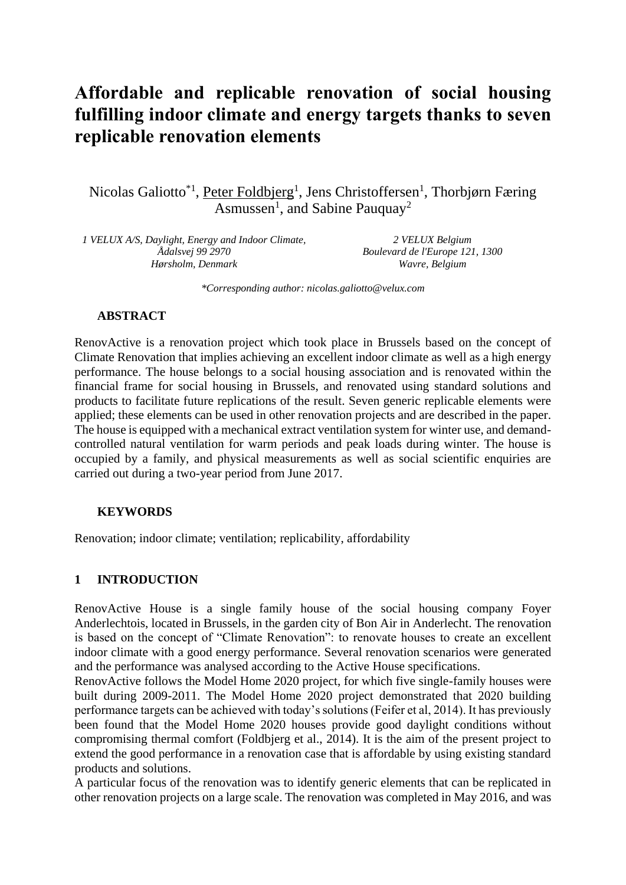# Affordable and replicable renovation of social housing fulfilling indoor climate and energy targets thanks to seven replicable renovation elements

Nicolas Galiotto*[1], Peter Foldbjerg[1], Jens Christoffersen[1], Thorbjørn Færing Asmussen[1], and Sabine Pauquay[2]

*1 VELUX A/S, Daylight, Energy and Indoor Climate, Ådalsvej 99 2970 Hørsholm, Denmark*

*2 VELUX Belgium Boulevard de l'Europe 121, 1300 Wavre, Belgium*

*\*Corresponding author: nicolas.galiotto@velux.com*

## ABSTRACT

RenovActive is a renovation project which took place in Brussels based on the concept of Climate Renovation that implies achieving an excellent indoor climate as well as a high energy performance. The house belongs to a social housing association and is renovated within the financial frame for social housing in Brussels, and renovated using standard solutions and products to facilitate future replications of the result. Seven generic replicable elements were applied; these elements can be used in other renovation projects and are described in the paper. The house is equipped with a mechanical extract ventilation system for winter use, and demand-controlled natural ventilation for warm periods and peak loads during winter. The house is occupied by a family, and physical measurements as well as social scientific enquiries are carried out during a two-year period from June 2017.

## KEYWORDS

Renovation; indoor climate; ventilation; replicability, affordability

## 1 INTRODUCTION

RenovActive House is a single family house of the social housing company Foyer Anderlechtois, located in Brussels, in the garden city of Bon Air in Anderlecht. The renovation is based on the concept of "Climate Renovation": to renovate houses to create an excellent indoor climate with a good energy performance. Several renovation scenarios were generated and the performance was analysed according to the Active House specifications.

RenovActive follows the Model Home 2020 project, for which five single-family houses were built during 2009-2011. The Model Home 2020 project demonstrated that 2020 building performance targets can be achieved with today's solutions (Feifer et al, 2014). It has previously been found that the Model Home 2020 houses provide good daylight conditions without compromising thermal comfort (Foldbjerg et al., 2014). It is the aim of the present project to extend the good performance in a renovation case that is affordable by using existing standard products and solutions.

A particular focus of the renovation was to identify generic elements that can be replicated in other renovation projects on a large scale. The renovation was completed in May 2016, and was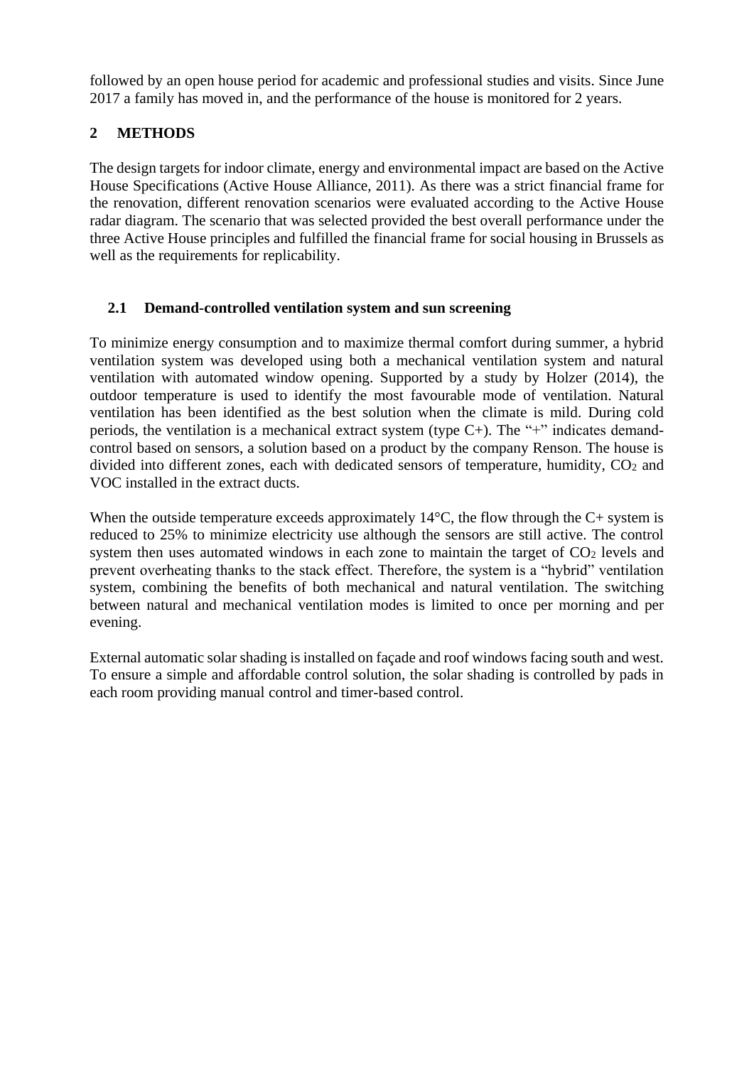followed by an open house period for academic and professional studies and visits. Since June 2017 a family has moved in, and the performance of the house is monitored for 2 years.

## 2 METHODS

The design targets for indoor climate, energy and environmental impact are based on the Active House Specifications (Active House Alliance, 2011). As there was a strict financial frame for the renovation, different renovation scenarios were evaluated according to the Active House radar diagram. The scenario that was selected provided the best overall performance under the three Active House principles and fulfilled the financial frame for social housing in Brussels as well as the requirements for replicability.

### 2.1 Demand-controlled ventilation system and sun screening

To minimize energy consumption and to maximize thermal comfort during summer, a hybrid ventilation system was developed using both a mechanical ventilation system and natural ventilation with automated window opening. Supported by a study by Holzer (2014), the outdoor temperature is used to identify the most favourable mode of ventilation. Natural ventilation has been identified as the best solution when the climate is mild. During cold periods, the ventilation is a mechanical extract system (type C+). The "+" indicates demand-control based on sensors, a solution based on a product by the company Renson. The house is divided into different zones, each with dedicated sensors of temperature, humidity, $CO_2$ and VOC installed in the extract ducts.

When the outside temperature exceeds approximately 14°C, the flow through the C+ system is reduced to 25% to minimize electricity use although the sensors are still active. The control system then uses automated windows in each zone to maintain the target of $CO_2$ levels and prevent overheating thanks to the stack effect. Therefore, the system is a "hybrid" ventilation system, combining the benefits of both mechanical and natural ventilation. The switching between natural and mechanical ventilation modes is limited to once per morning and per evening.

External automatic solar shading is installed on façade and roof windows facing south and west. To ensure a simple and affordable control solution, the solar shading is controlled by pads in each room providing manual control and timer-based control.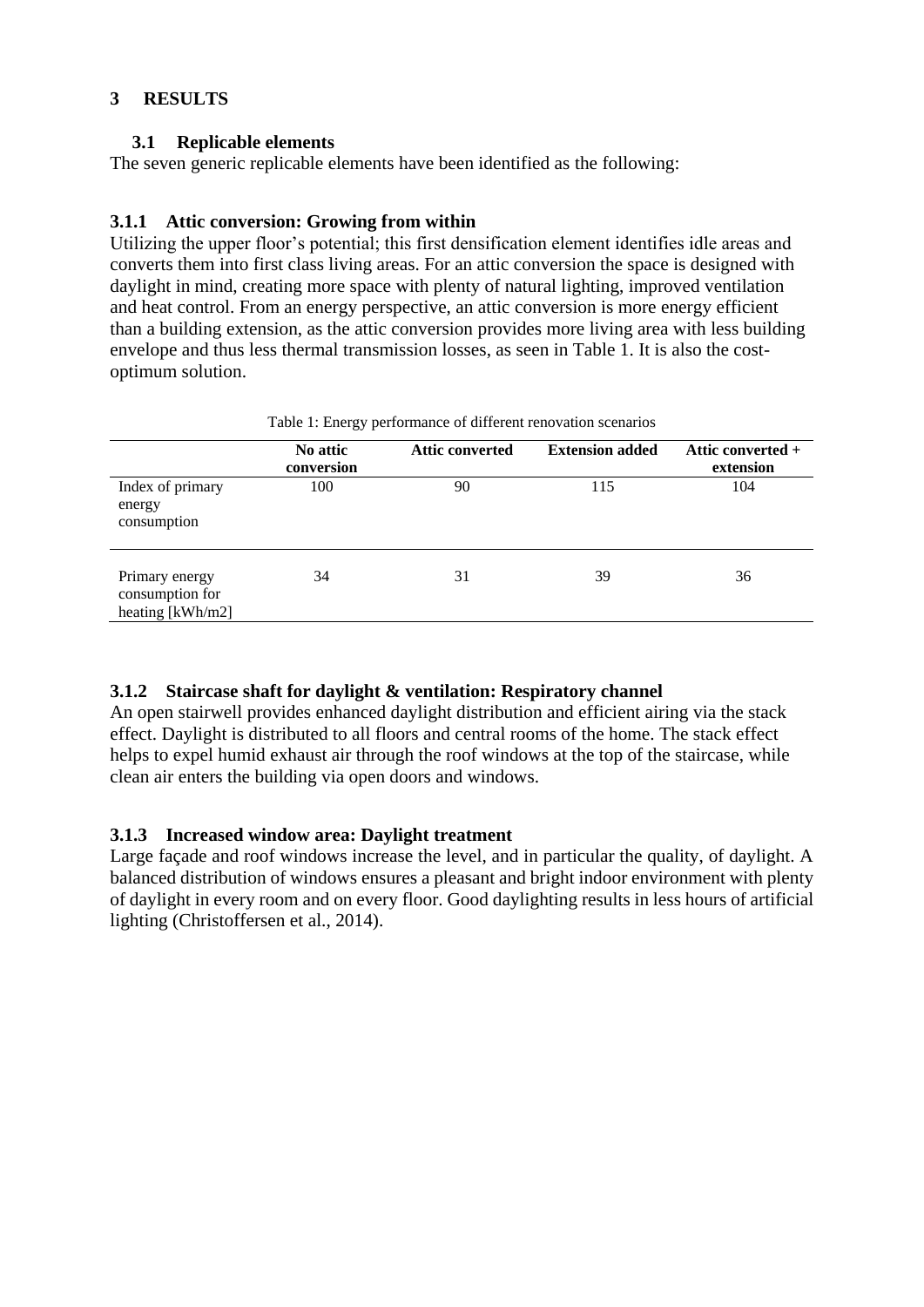# 3 RESULTS

## 3.1 Replicable elements

The seven generic replicable elements have been identified as the following:

### 3.1.1 Attic conversion: Growing from within

Utilizing the upper floor's potential; this first densification element identifies idle areas and converts them into first class living areas. For an attic conversion the space is designed with daylight in mind, creating more space with plenty of natural lighting, improved ventilation and heat control. From an energy perspective, an attic conversion is more energy efficient than a building extension, as the attic conversion provides more living area with less building envelope and thus less thermal transmission losses, as seen in Table 1. It is also the cost-optimum solution.

Table 1: Energy performance of different renovation scenarios

| | No attic conversion | Attic converted | Extension added | Attic converted + extension |
|---|---|---|---|---|
| Index of primary energy consumption | 100 | 90 | 115 | 104 |
| Primary energy consumption for heating [kWh/m2] | 34 | 31 | 39 | 36 |

### 3.1.2 Staircase shaft for daylight & ventilation: Respiratory channel

An open stairwell provides enhanced daylight distribution and efficient airing via the stack effect. Daylight is distributed to all floors and central rooms of the home. The stack effect helps to expel humid exhaust air through the roof windows at the top of the staircase, while clean air enters the building via open doors and windows.

### 3.1.3 Increased window area: Daylight treatment

Large façade and roof windows increase the level, and in particular the quality, of daylight. A balanced distribution of windows ensures a pleasant and bright indoor environment with plenty of daylight in every room and on every floor. Good daylighting results in less hours of artificial lighting (Christoffersen et al., 2014).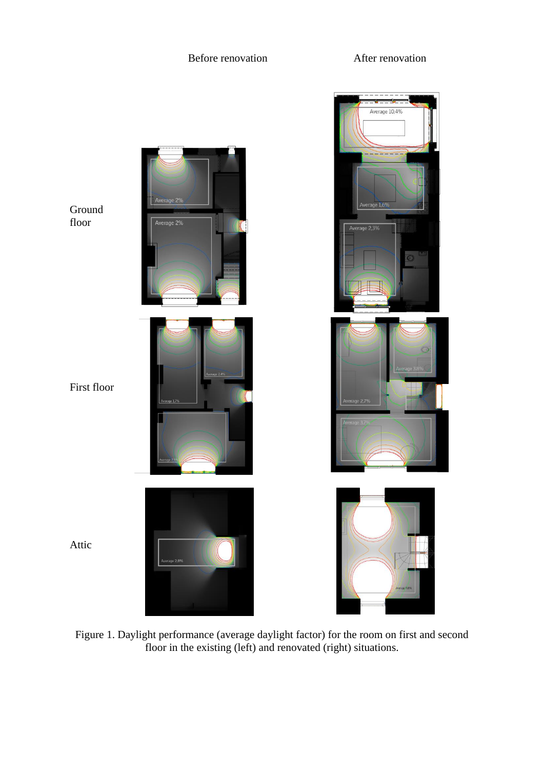Before renovation After renovation

Ground floor

First floor

Attic

Figure 1. Daylight performance (average daylight factor) for the room on first and second floor in the existing (left) and renovated (right) situations.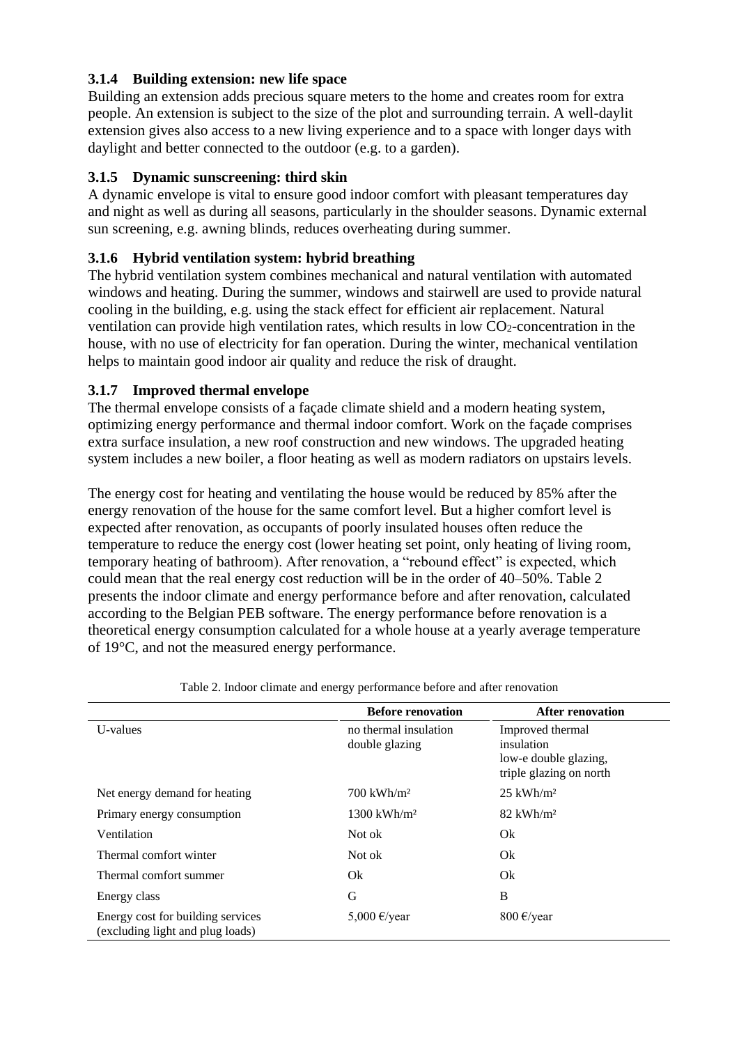### 3.1.4 Building extension: new life space

Building an extension adds precious square meters to the home and creates room for extra people. An extension is subject to the size of the plot and surrounding terrain. A well-daylit extension gives also access to a new living experience and to a space with longer days with daylight and better connected to the outdoor (e.g. to a garden).

### 3.1.5 Dynamic sunscreening: third skin

A dynamic envelope is vital to ensure good indoor comfort with pleasant temperatures day and night as well as during all seasons, particularly in the shoulder seasons. Dynamic external sun screening, e.g. awning blinds, reduces overheating during summer.

### 3.1.6 Hybrid ventilation system: hybrid breathing

The hybrid ventilation system combines mechanical and natural ventilation with automated windows and heating. During the summer, windows and stairwell are used to provide natural cooling in the building, e.g. using the stack effect for efficient air replacement. Natural ventilation can provide high ventilation rates, which results in low $CO_2$-concentration in the house, with no use of electricity for fan operation. During the winter, mechanical ventilation helps to maintain good indoor air quality and reduce the risk of draught.

### 3.1.7 Improved thermal envelope

The thermal envelope consists of a façade climate shield and a modern heating system, optimizing energy performance and thermal indoor comfort. Work on the façade comprises extra surface insulation, a new roof construction and new windows. The upgraded heating system includes a new boiler, a floor heating as well as modern radiators on upstairs levels.

The energy cost for heating and ventilating the house would be reduced by 85% after the energy renovation of the house for the same comfort level. But a higher comfort level is expected after renovation, as occupants of poorly insulated houses often reduce the temperature to reduce the energy cost (lower heating set point, only heating of living room, temporary heating of bathroom). After renovation, a "rebound effect" is expected, which could mean that the real energy cost reduction will be in the order of 40–50%. Table 2 presents the indoor climate and energy performance before and after renovation, calculated according to the Belgian PEB software. The energy performance before renovation is a theoretical energy consumption calculated for a whole house at a yearly average temperature of 19°C, and not the measured energy performance.

Table 2. Indoor climate and energy performance before and after renovation

| | **Before renovation** | **After renovation** |
|---|---|---|
| U-values | no thermal insulation double glazing | Improved thermal insulation low-e double glazing, triple glazing on north |
| Net energy demand for heating | 700 kWh/m² | 25 kWh/m² |
| Primary energy consumption | 1300 kWh/m² | 82 kWh/m² |
| Ventilation | Not ok | Ok |
| Thermal comfort winter | Not ok | Ok |
| Thermal comfort summer | Ok | Ok |
| Energy class | G | B |
| Energy cost for building services (excluding light and plug loads) | 5,000 €/year | 800 €/year |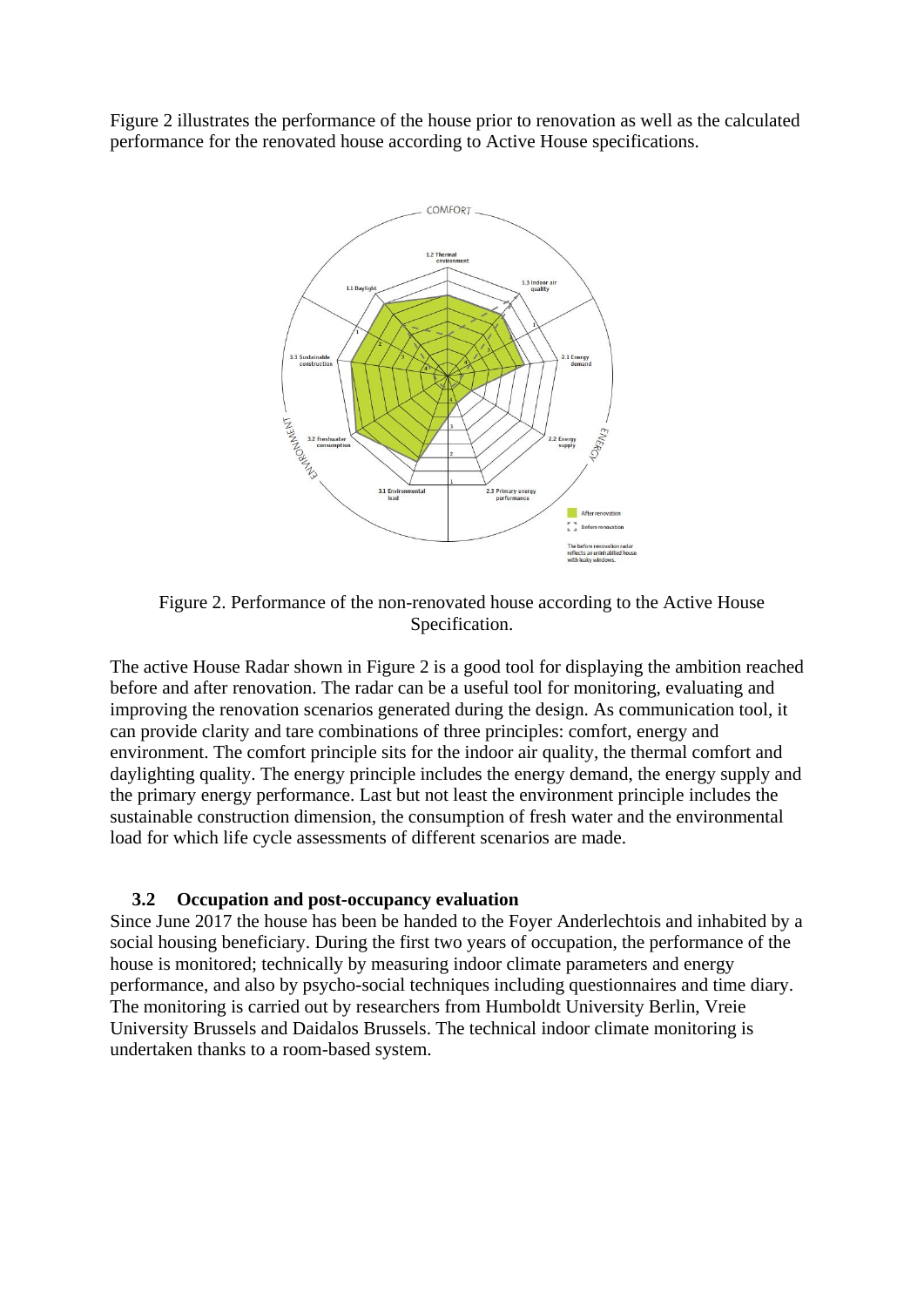Figure 2 illustrates the performance of the house prior to renovation as well as the calculated performance for the renovated house according to Active House specifications.

Figure 2. Performance of the non-renovated house according to the Active House Specification.

The active House Radar shown in Figure 2 is a good tool for displaying the ambition reached before and after renovation. The radar can be a useful tool for monitoring, evaluating and improving the renovation scenarios generated during the design. As communication tool, it can provide clarity and tare combinations of three principles: comfort, energy and environment. The comfort principle sits for the indoor air quality, the thermal comfort and daylighting quality. The energy principle includes the energy demand, the energy supply and the primary energy performance. Last but not least the environment principle includes the sustainable construction dimension, the consumption of fresh water and the environmental load for which life cycle assessments of different scenarios are made.

### 3.2 Occupation and post-occupancy evaluation

Since June 2017 the house has been be handed to the Foyer Anderlechtois and inhabited by a social housing beneficiary. During the first two years of occupation, the performance of the house is monitored; technically by measuring indoor climate parameters and energy performance, and also by psycho-social techniques including questionnaires and time diary. The monitoring is carried out by researchers from Humboldt University Berlin, Vreie University Brussels and Daidalos Brussels. The technical indoor climate monitoring is undertaken thanks to a room-based system.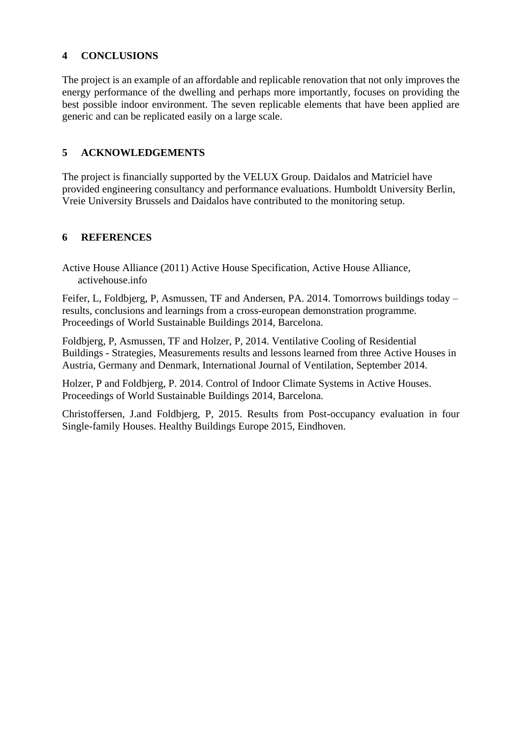## 4 CONCLUSIONS

The project is an example of an affordable and replicable renovation that not only improves the energy performance of the dwelling and perhaps more importantly, focuses on providing the best possible indoor environment. The seven replicable elements that have been applied are generic and can be replicated easily on a large scale.

## 5 ACKNOWLEDGEMENTS

The project is financially supported by the VELUX Group. Daidalos and Matriciel have provided engineering consultancy and performance evaluations. Humboldt University Berlin, Vreie University Brussels and Daidalos have contributed to the monitoring setup.

## 6 REFERENCES

Active House Alliance (2011) Active House Specification, Active House Alliance, activehouse.info

Feifer, L, Foldbjerg, P, Asmussen, TF and Andersen, PA. 2014. Tomorrows buildings today – results, conclusions and learnings from a cross-european demonstration programme. Proceedings of World Sustainable Buildings 2014, Barcelona.

Foldbjerg, P, Asmussen, TF and Holzer, P, 2014. Ventilative Cooling of Residential Buildings - Strategies, Measurements results and lessons learned from three Active Houses in Austria, Germany and Denmark, International Journal of Ventilation, September 2014.

Holzer, P and Foldbjerg, P. 2014. Control of Indoor Climate Systems in Active Houses. Proceedings of World Sustainable Buildings 2014, Barcelona.

Christoffersen, J.and Foldbjerg, P, 2015. Results from Post-occupancy evaluation in four Single-family Houses. Healthy Buildings Europe 2015, Eindhoven.